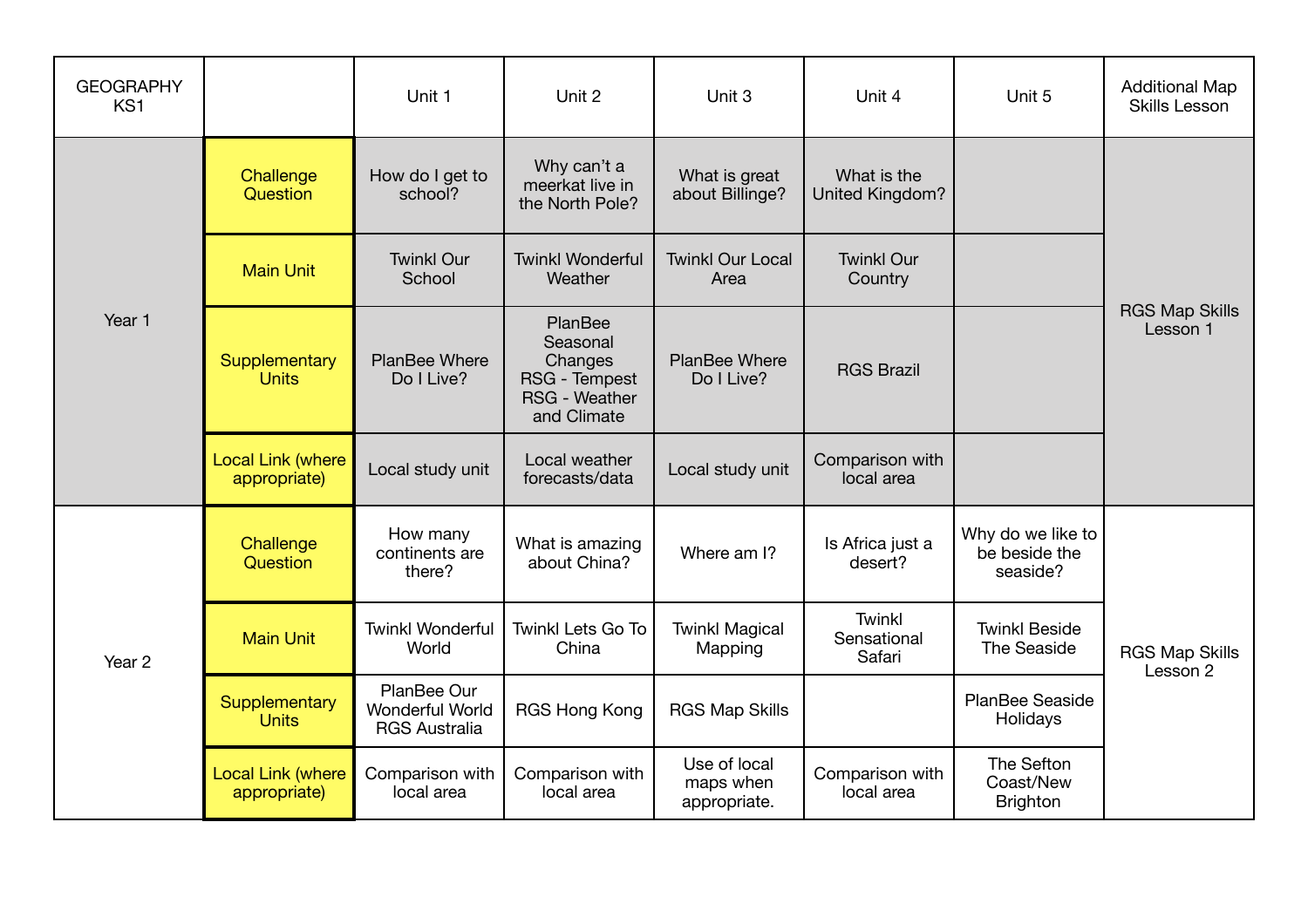| GEOGRAPHY KS1 | | Unit 1 | Unit 2 | Unit 3 | Unit 4 | Unit 5 | Additional Map Skills Lesson |
|---|---|---|---|---|---|---|---|
| Year 1 | Challenge Question | How do I get to school? | Why can't a meerkat live in the North Pole? | What is great about Billinge? | What is the United Kingdom? | | RGS Map Skills Lesson 1 |
| | Main Unit | Twinkl Our School | Twinkl Wonderful Weather | Twinkl Our Local Area | Twinkl Our Country | | |
| | Supplementary Units | PlanBee Where Do I Live? | PlanBee Seasonal Changes RSG - Tempest RSG - Weather and Climate | PlanBee Where Do I Live? | RGS Brazil | | |
| | Local Link (where appropriate) | Local study unit | Local weather forecasts/data | Local study unit | Comparison with local area | | |
| Year 2 | Challenge Question | How many continents are there? | What is amazing about China? | Where am I? | Is Africa just a desert? | Why do we like to be beside the seaside? | RGS Map Skills Lesson 2 |
| | Main Unit | Twinkl Wonderful World | Twinkl Lets Go To China | Twinkl Magical Mapping | Twinkl Sensational Safari | Twinkl Beside The Seaside | |
| | Supplementary Units | PlanBee Our Wonderful World RGS Australia | RGS Hong Kong | RGS Map Skills | | PlanBee Seaside Holidays | |
| | Local Link (where appropriate) | Comparison with local area | Comparison with local area | Use of local maps when appropriate. | Comparison with local area | The Sefton Coast/New Brighton | |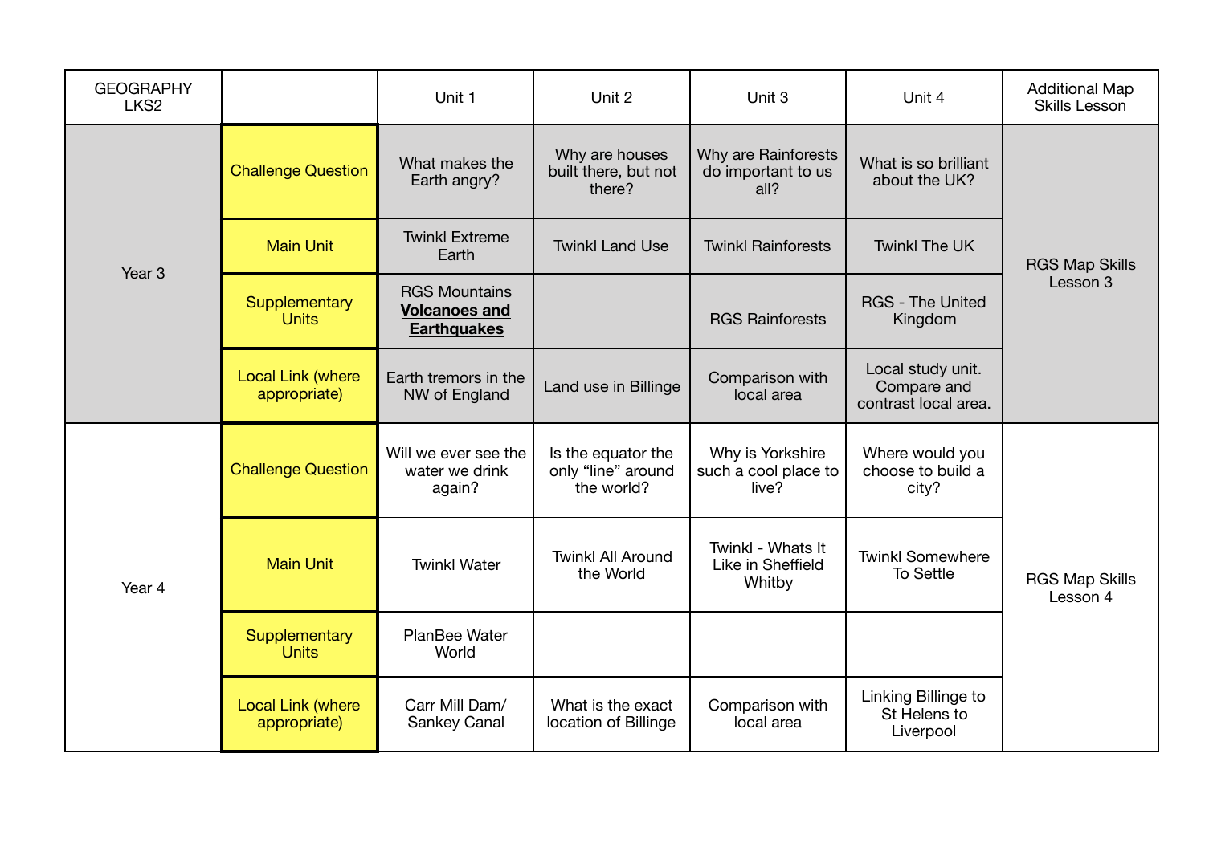| GEOGRAPHY LKS2 | | Unit 1 | Unit 2 | Unit 3 | Unit 4 | Additional Map Skills Lesson |
|---|---|---|---|---|---|---|
| Year 3 | Challenge Question | What makes the Earth angry? | Why are houses built there, but not there? | Why are Rainforests do important to us all? | What is so brilliant about the UK? | RGS Map Skills Lesson 3 |
| | Main Unit | Twinkl Extreme Earth | Twinkl Land Use | Twinkl Rainforests | Twinkl The UK | |
| | Supplementary Units | RGS Mountains **Volcanoes and Earthquakes** | | RGS Rainforests | RGS - The United Kingdom | |
| | Local Link (where appropriate) | Earth tremors in the NW of England | Land use in Billinge | Comparison with local area | Local study unit. Compare and contrast local area. | |
| Year 4 | Challenge Question | Will we ever see the water we drink again? | Is the equator the only "line" around the world? | Why is Yorkshire such a cool place to live? | Where would you choose to build a city? | RGS Map Skills Lesson 4 |
| | Main Unit | Twinkl Water | Twinkl All Around the World | Twinkl - Whats It Like in Sheffield Whitby | Twinkl Somewhere To Settle | |
| | Supplementary Units | PlanBee Water World | | | | |
| | Local Link (where appropriate) | Carr Mill Dam/ Sankey Canal | What is the exact location of Billinge | Comparison with local area | Linking Billinge to St Helens to Liverpool | |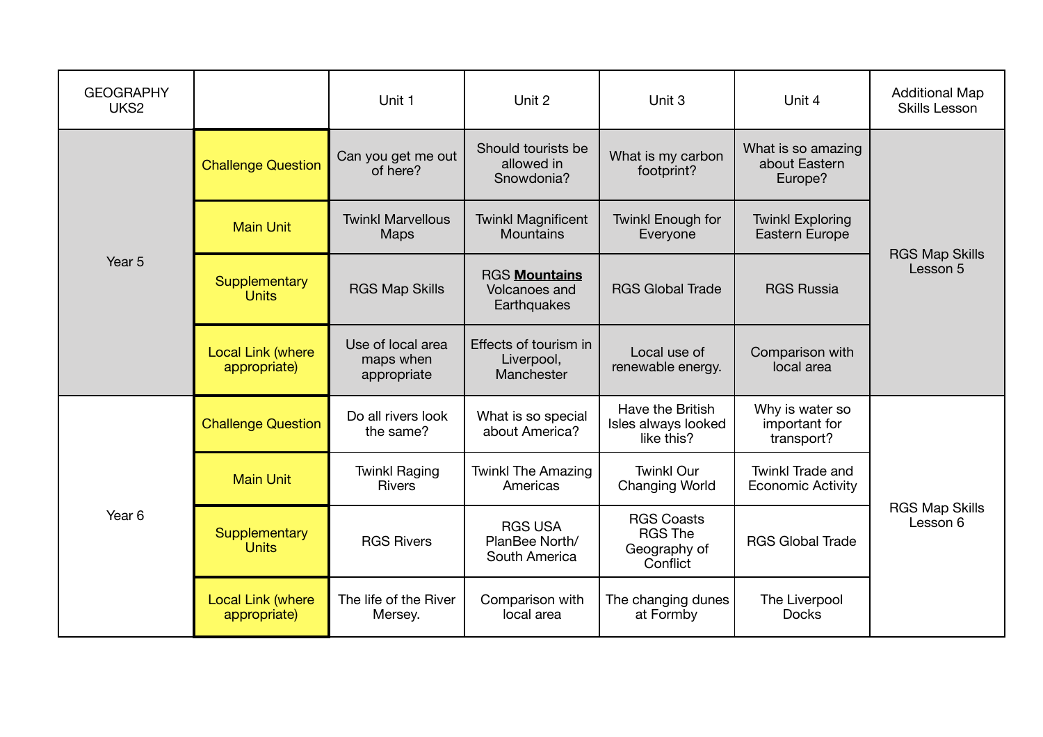| GEOGRAPHY UKS2 | | Unit 1 | Unit 2 | Unit 3 | Unit 4 | Additional Map Skills Lesson |
|---|---|---|---|---|---|---|
| Year 5 | Challenge Question | Can you get me out of here? | Should tourists be allowed in Snowdonia? | What is my carbon footprint? | What is so amazing about Eastern Europe? | RGS Map Skills Lesson 5 |
| | Main Unit | Twinkl Marvellous Maps | Twinkl Magnificent Mountains | Twinkl Enough for Everyone | Twinkl Exploring Eastern Europe | |
| | Supplementary Units | RGS Map Skills | RGS **Mountains** Volcanoes and Earthquakes | RGS Global Trade | RGS Russia | |
| | Local Link (where appropriate) | Use of local area maps when appropriate | Effects of tourism in Liverpool, Manchester | Local use of renewable energy. | Comparison with local area | |
| Year 6 | Challenge Question | Do all rivers look the same? | What is so special about America? | Have the British Isles always looked like this? | Why is water so important for transport? | RGS Map Skills Lesson 6 |
| | Main Unit | Twinkl Raging Rivers | Twinkl The Amazing Americas | Twinkl Our Changing World | Twinkl Trade and Economic Activity | |
| | Supplementary Units | RGS Rivers | RGS USA PlanBee North/ South America | RGS Coasts RGS The Geography of Conflict | RGS Global Trade | |
| | Local Link (where appropriate) | The life of the River Mersey. | Comparison with local area | The changing dunes at Formby | The Liverpool Docks | |